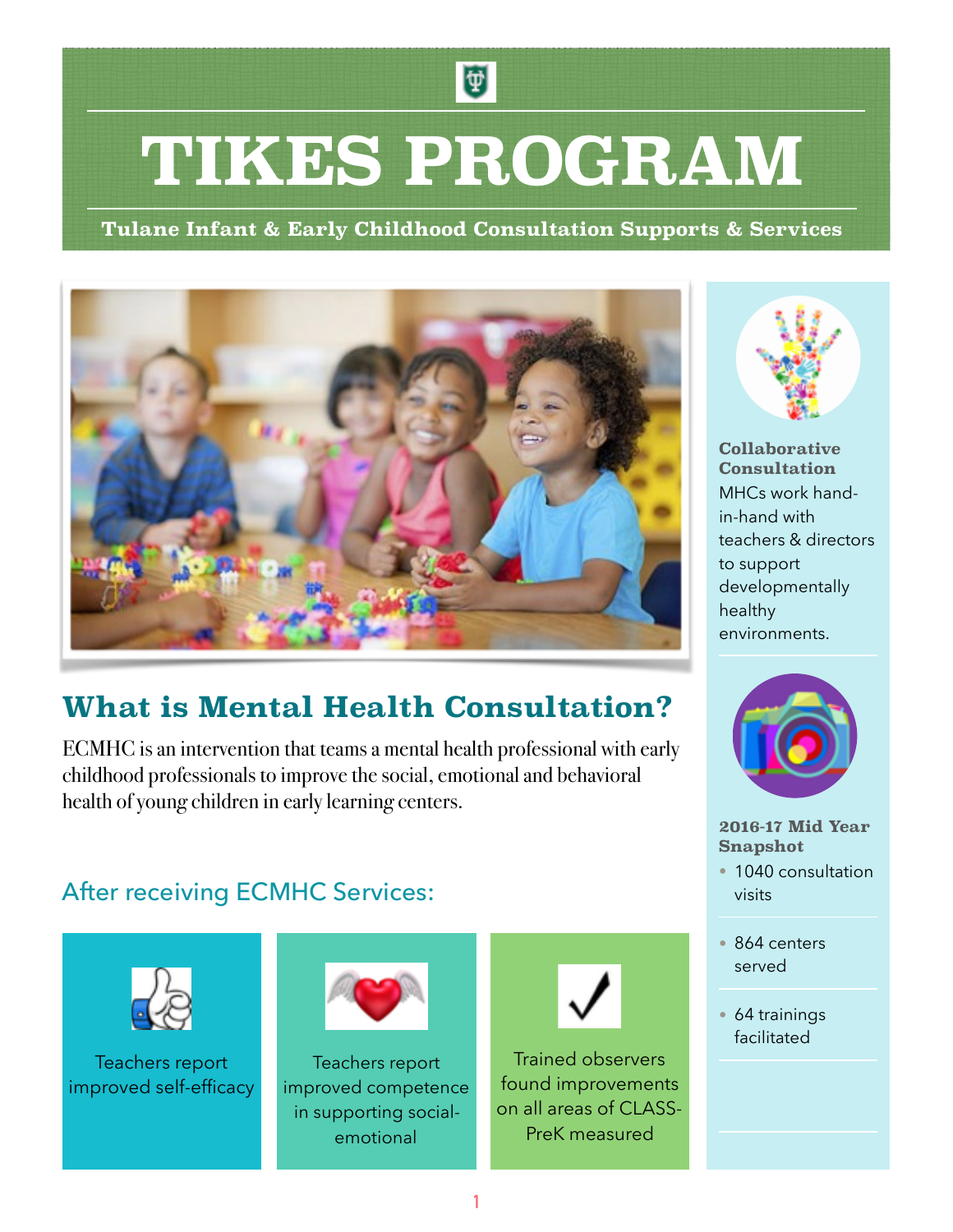# TIKES PROGRAM

**Tulane Infant & Early Childhood Consultation Supports & Services**

## What is Mental Health Consultation?

ECMHC is an intervention that teams a mental health professional with early childhood professionals to improve the social, emotional and behavioral health of young children in early learning centers.

### After receiving ECMHC Services:

Teachers report improved self-efficacy

Teachers report improved competence in supporting social-emotional

Trained observers found improvements on all areas of CLASS-PreK measured

**Collaborative Consultation**

MHCs work hand-in-hand with teachers & directors to support developmentally healthy environments.

**2016-17 Mid Year Snapshot**

- 1040 consultation visits
- 864 centers served
- 64 trainings facilitated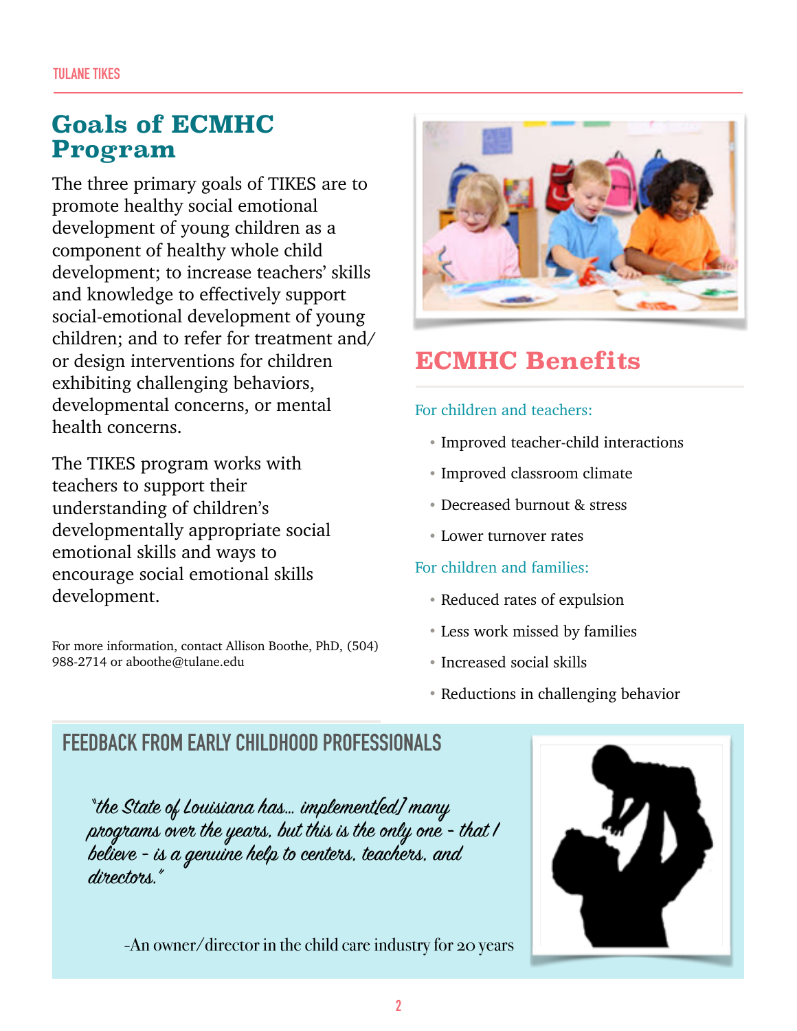## Goals of ECMHC Program

The three primary goals of TIKES are to promote healthy social emotional development of young children as a component of healthy whole child development; to increase teachers' skills and knowledge to effectively support social-emotional development of young children; and to refer for treatment and/or design interventions for children exhibiting challenging behaviors, developmental concerns, or mental health concerns.

The TIKES program works with teachers to support their understanding of children's developmentally appropriate social emotional skills and ways to encourage social emotional skills development.

For more information, contact Allison Boothe, PhD, (504) 988-2714 or aboothe@tulane.edu

## ECMHC Benefits

For children and teachers:

- Improved teacher-child interactions
- Improved classroom climate
- Decreased burnout & stress
- Lower turnover rates

For children and families:

- Reduced rates of expulsion
- Less work missed by families
- Increased social skills
- Reductions in challenging behavior

## FEEDBACK FROM EARLY CHILDHOOD PROFESSIONALS

*"the State of Louisiana has... implement[ed] many programs over the years, but this is the only one - that I believe - is a genuine help to centers, teachers, and directors."*

-An owner/director in the child care industry for 20 years